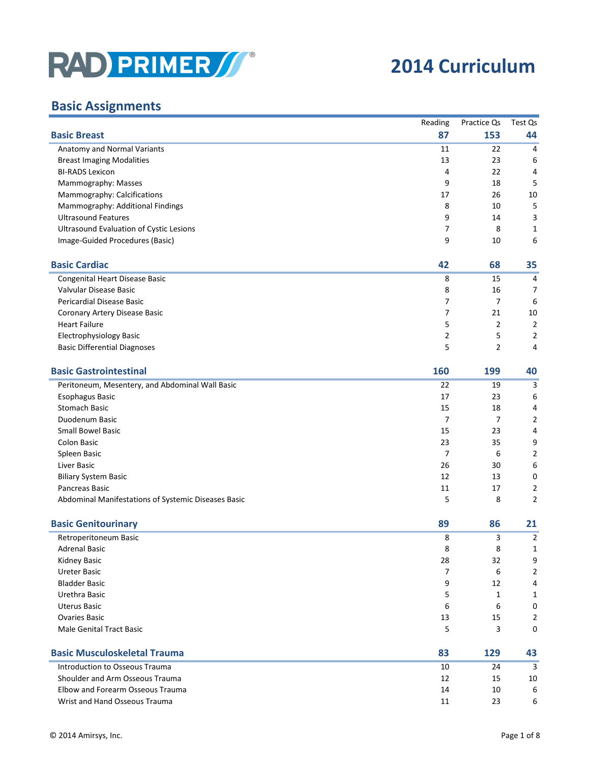# RAD PRIMER

# 2014 Curriculum

## Basic Assignments

| | Reading | Practice Qs | Test Qs |
|---|---|---|---|
| **Basic Breast** | **87** | **153** | **44** |
| Anatomy and Normal Variants | 11 | 22 | 4 |
| Breast Imaging Modalities | 13 | 23 | 6 |
| BI-RADS Lexicon | 4 | 22 | 4 |
| Mammography: Masses | 9 | 18 | 5 |
| Mammography: Calcifications | 17 | 26 | 10 |
| Mammography: Additional Findings | 8 | 10 | 5 |
| Ultrasound Features | 9 | 14 | 3 |
| Ultrasound Evaluation of Cystic Lesions | 7 | 8 | 1 |
| Image-Guided Procedures (Basic) | 9 | 10 | 6 |
| **Basic Cardiac** | **42** | **68** | **35** |
| Congenital Heart Disease Basic | 8 | 15 | 4 |
| Valvular Disease Basic | 8 | 16 | 7 |
| Pericardial Disease Basic | 7 | 7 | 6 |
| Coronary Artery Disease Basic | 7 | 21 | 10 |
| Heart Failure | 5 | 2 | 2 |
| Electrophysiology Basic | 2 | 5 | 2 |
| Basic Differential Diagnoses | 5 | 2 | 4 |
| **Basic Gastrointestinal** | **160** | **199** | **40** |
| Peritoneum, Mesentery, and Abdominal Wall Basic | 22 | 19 | 3 |
| Esophagus Basic | 17 | 23 | 6 |
| Stomach Basic | 15 | 18 | 4 |
| Duodenum Basic | 7 | 7 | 2 |
| Small Bowel Basic | 15 | 23 | 4 |
| Colon Basic | 23 | 35 | 9 |
| Spleen Basic | 7 | 6 | 2 |
| Liver Basic | 26 | 30 | 6 |
| Biliary System Basic | 12 | 13 | 0 |
| Pancreas Basic | 11 | 17 | 2 |
| Abdominal Manifestations of Systemic Diseases Basic | 5 | 8 | 2 |
| **Basic Genitourinary** | **89** | **86** | **21** |
| Retroperitoneum Basic | 8 | 3 | 2 |
| Adrenal Basic | 8 | 8 | 1 |
| Kidney Basic | 28 | 32 | 9 |
| Ureter Basic | 7 | 6 | 2 |
| Bladder Basic | 9 | 12 | 4 |
| Urethra Basic | 5 | 1 | 1 |
| Uterus Basic | 6 | 6 | 0 |
| Ovaries Basic | 13 | 15 | 2 |
| Male Genital Tract Basic | 5 | 3 | 0 |
| **Basic Musculoskeletal Trauma** | **83** | **129** | **43** |
| Introduction to Osseous Trauma | 10 | 24 | 3 |
| Shoulder and Arm Osseous Trauma | 12 | 15 | 10 |
| Elbow and Forearm Osseous Trauma | 14 | 10 | 6 |
| Wrist and Hand Osseous Trauma | 11 | 23 | 6 |

© 2014 Amirsys, Inc.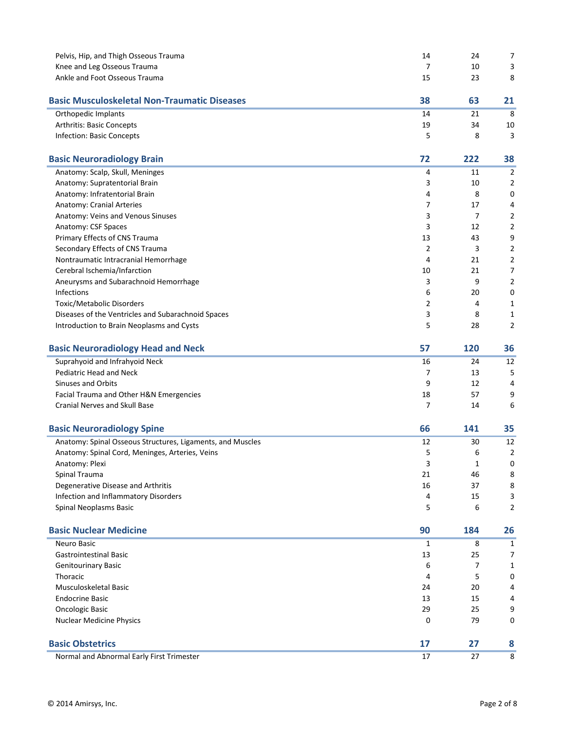| | | | |
|---|---|---|---|
| Pelvis, Hip, and Thigh Osseous Trauma | 14 | 24 | 7 |
| Knee and Leg Osseous Trauma | 7 | 10 | 3 |
| Ankle and Foot Osseous Trauma | 15 | 23 | 8 |
| **Basic Musculoskeletal Non-Traumatic Diseases** | **38** | **63** | **21** |
| Orthopedic Implants | 14 | 21 | 8 |
| Arthritis: Basic Concepts | 19 | 34 | 10 |
| Infection: Basic Concepts | 5 | 8 | 3 |
| **Basic Neuroradiology Brain** | **72** | **222** | **38** |
| Anatomy: Scalp, Skull, Meninges | 4 | 11 | 2 |
| Anatomy: Supratentorial Brain | 3 | 10 | 2 |
| Anatomy: Infratentorial Brain | 4 | 8 | 0 |
| Anatomy: Cranial Arteries | 7 | 17 | 4 |
| Anatomy: Veins and Venous Sinuses | 3 | 7 | 2 |
| Anatomy: CSF Spaces | 3 | 12 | 2 |
| Primary Effects of CNS Trauma | 13 | 43 | 9 |
| Secondary Effects of CNS Trauma | 2 | 3 | 2 |
| Nontraumatic Intracranial Hemorrhage | 4 | 21 | 2 |
| Cerebral Ischemia/Infarction | 10 | 21 | 7 |
| Aneurysms and Subarachnoid Hemorrhage | 3 | 9 | 2 |
| Infections | 6 | 20 | 0 |
| Toxic/Metabolic Disorders | 2 | 4 | 1 |
| Diseases of the Ventricles and Subarachnoid Spaces | 3 | 8 | 1 |
| Introduction to Brain Neoplasms and Cysts | 5 | 28 | 2 |
| **Basic Neuroradiology Head and Neck** | **57** | **120** | **36** |
| Suprahyoid and Infrahyoid Neck | 16 | 24 | 12 |
| Pediatric Head and Neck | 7 | 13 | 5 |
| Sinuses and Orbits | 9 | 12 | 4 |
| Facial Trauma and Other H&N Emergencies | 18 | 57 | 9 |
| Cranial Nerves and Skull Base | 7 | 14 | 6 |
| **Basic Neuroradiology Spine** | **66** | **141** | **35** |
| Anatomy: Spinal Osseous Structures, Ligaments, and Muscles | 12 | 30 | 12 |
| Anatomy: Spinal Cord, Meninges, Arteries, Veins | 5 | 6 | 2 |
| Anatomy: Plexi | 3 | 1 | 0 |
| Spinal Trauma | 21 | 46 | 8 |
| Degenerative Disease and Arthritis | 16 | 37 | 8 |
| Infection and Inflammatory Disorders | 4 | 15 | 3 |
| Spinal Neoplasms Basic | 5 | 6 | 2 |
| **Basic Nuclear Medicine** | **90** | **184** | **26** |
| Neuro Basic | 1 | 8 | 1 |
| Gastrointestinal Basic | 13 | 25 | 7 |
| Genitourinary Basic | 6 | 7 | 1 |
| Thoracic | 4 | 5 | 0 |
| Musculoskeletal Basic | 24 | 20 | 4 |
| Endocrine Basic | 13 | 15 | 4 |
| Oncologic Basic | 29 | 25 | 9 |
| Nuclear Medicine Physics | 0 | 79 | 0 |
| **Basic Obstetrics** | **17** | **27** | **8** |
| Normal and Abnormal Early First Trimester | 17 | 27 | 8 |

© 2014 Amirsys, Inc.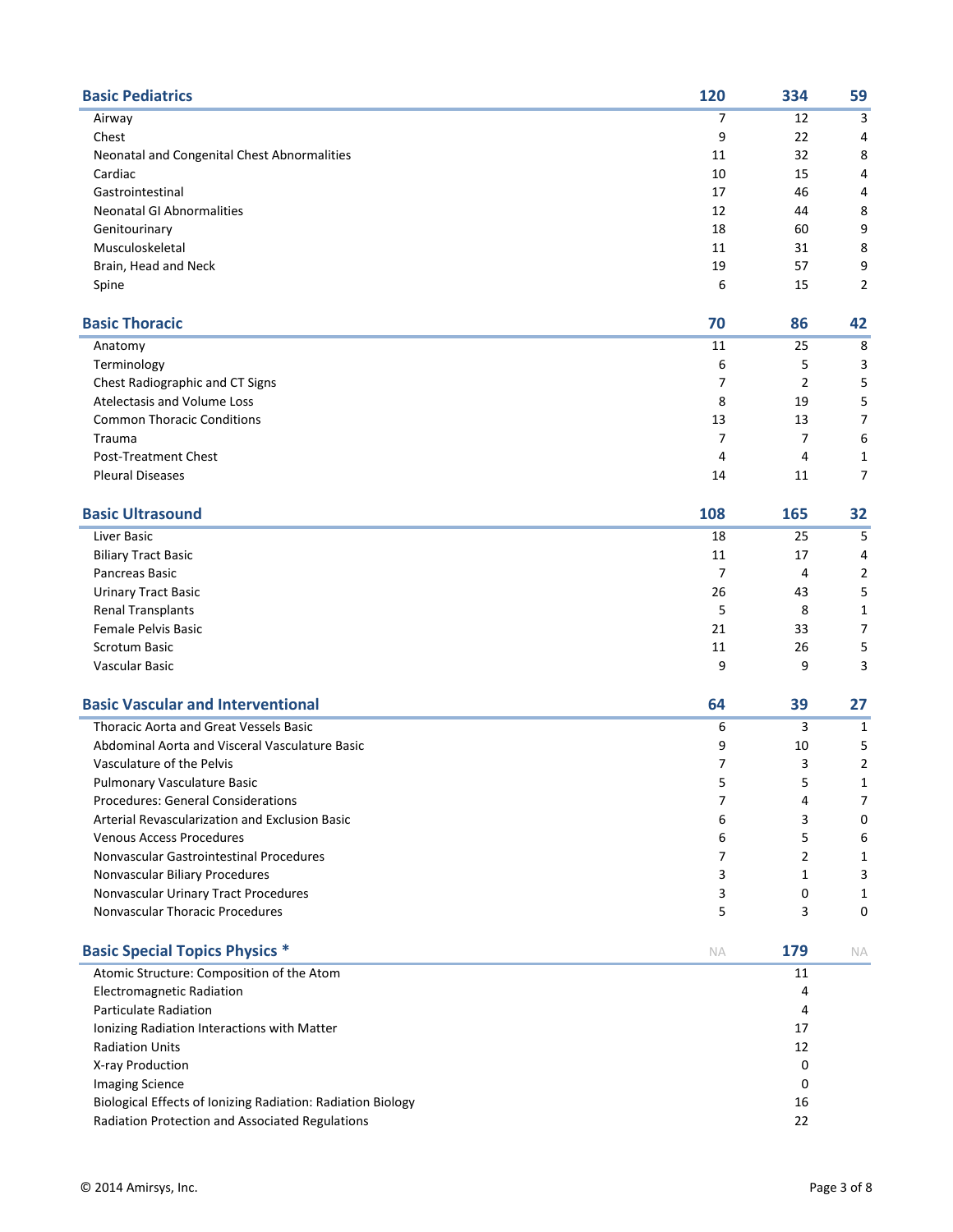| Basic Pediatrics | 120 | 334 | 59 |
|---|---|---|---|
| Airway | 7 | 12 | 3 |
| Chest | 9 | 22 | 4 |
| Neonatal and Congenital Chest Abnormalities | 11 | 32 | 8 |
| Cardiac | 10 | 15 | 4 |
| Gastrointestinal | 17 | 46 | 4 |
| Neonatal GI Abnormalities | 12 | 44 | 8 |
| Genitourinary | 18 | 60 | 9 |
| Musculoskeletal | 11 | 31 | 8 |
| Brain, Head and Neck | 19 | 57 | 9 |
| Spine | 6 | 15 | 2 |

| Basic Thoracic | 70 | 86 | 42 |
|---|---|---|---|
| Anatomy | 11 | 25 | 8 |
| Terminology | 6 | 5 | 3 |
| Chest Radiographic and CT Signs | 7 | 2 | 5 |
| Atelectasis and Volume Loss | 8 | 19 | 5 |
| Common Thoracic Conditions | 13 | 13 | 7 |
| Trauma | 7 | 7 | 6 |
| Post-Treatment Chest | 4 | 4 | 1 |
| Pleural Diseases | 14 | 11 | 7 |

| Basic Ultrasound | 108 | 165 | 32 |
|---|---|---|---|
| Liver Basic | 18 | 25 | 5 |
| Biliary Tract Basic | 11 | 17 | 4 |
| Pancreas Basic | 7 | 4 | 2 |
| Urinary Tract Basic | 26 | 43 | 5 |
| Renal Transplants | 5 | 8 | 1 |
| Female Pelvis Basic | 21 | 33 | 7 |
| Scrotum Basic | 11 | 26 | 5 |
| Vascular Basic | 9 | 9 | 3 |

| Basic Vascular and Interventional | 64 | 39 | 27 |
|---|---|---|---|
| Thoracic Aorta and Great Vessels Basic | 6 | 3 | 1 |
| Abdominal Aorta and Visceral Vasculature Basic | 9 | 10 | 5 |
| Vasculature of the Pelvis | 7 | 3 | 2 |
| Pulmonary Vasculature Basic | 5 | 5 | 1 |
| Procedures: General Considerations | 7 | 4 | 7 |
| Arterial Revascularization and Exclusion Basic | 6 | 3 | 0 |
| Venous Access Procedures | 6 | 5 | 6 |
| Nonvascular Gastrointestinal Procedures | 7 | 2 | 1 |
| Nonvascular Biliary Procedures | 3 | 1 | 3 |
| Nonvascular Urinary Tract Procedures | 3 | 0 | 1 |
| Nonvascular Thoracic Procedures | 5 | 3 | 0 |

| Basic Special Topics Physics * | NA | 179 | NA |
|---|---|---|---|
| Atomic Structure: Composition of the Atom | | 11 | |
| Electromagnetic Radiation | | 4 | |
| Particulate Radiation | | 4 | |
| Ionizing Radiation Interactions with Matter | | 17 | |
| Radiation Units | | 12 | |
| X-ray Production | | 0 | |
| Imaging Science | | 0 | |
| Biological Effects of Ionizing Radiation: Radiation Biology | | 16 | |
| Radiation Protection and Associated Regulations | | 22 | |

© 2014 Amirsys, Inc.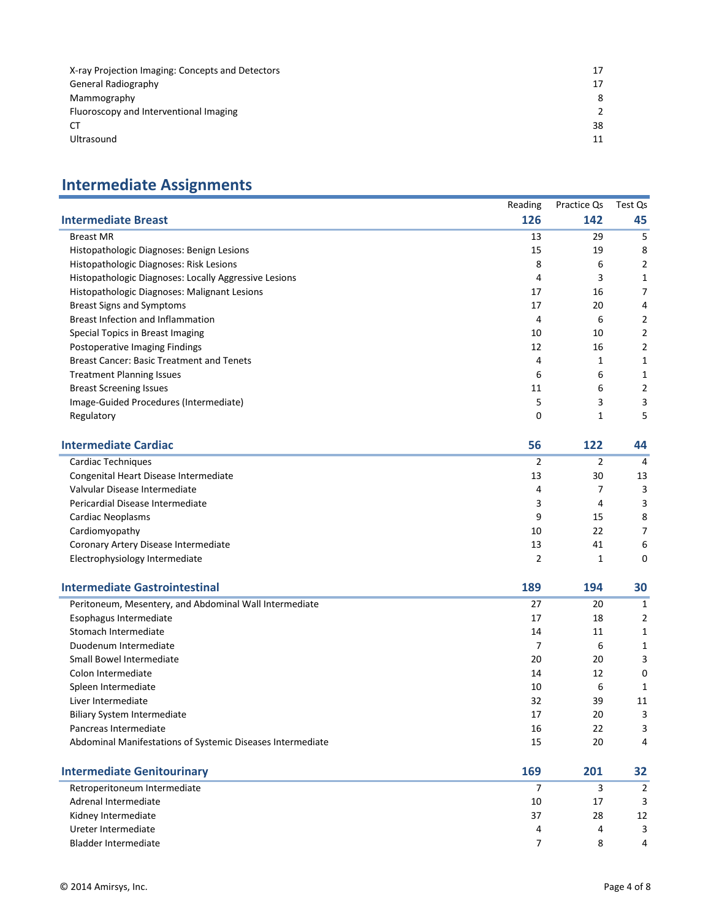| | |
|---|---|
| X-ray Projection Imaging: Concepts and Detectors | 17 |
| General Radiography | 17 |
| Mammography | 8 |
| Fluoroscopy and Interventional Imaging | 2 |
| CT | 38 |
| Ultrasound | 11 |

## Intermediate Assignments

| | Reading | Practice Qs | Test Qs |
|---|---|---|---|
| **Intermediate Breast** | **126** | **142** | **45** |
| Breast MR | 13 | 29 | 5 |
| Histopathologic Diagnoses: Benign Lesions | 15 | 19 | 8 |
| Histopathologic Diagnoses: Risk Lesions | 8 | 6 | 2 |
| Histopathologic Diagnoses: Locally Aggressive Lesions | 4 | 3 | 1 |
| Histopathologic Diagnoses: Malignant Lesions | 17 | 16 | 7 |
| Breast Signs and Symptoms | 17 | 20 | 4 |
| Breast Infection and Inflammation | 4 | 6 | 2 |
| Special Topics in Breast Imaging | 10 | 10 | 2 |
| Postoperative Imaging Findings | 12 | 16 | 2 |
| Breast Cancer: Basic Treatment and Tenets | 4 | 1 | 1 |
| Treatment Planning Issues | 6 | 6 | 1 |
| Breast Screening Issues | 11 | 6 | 2 |
| Image-Guided Procedures (Intermediate) | 5 | 3 | 3 |
| Regulatory | 0 | 1 | 5 |
| **Intermediate Cardiac** | **56** | **122** | **44** |
| Cardiac Techniques | 2 | 2 | 4 |
| Congenital Heart Disease Intermediate | 13 | 30 | 13 |
| Valvular Disease Intermediate | 4 | 7 | 3 |
| Pericardial Disease Intermediate | 3 | 4 | 3 |
| Cardiac Neoplasms | 9 | 15 | 8 |
| Cardiomyopathy | 10 | 22 | 7 |
| Coronary Artery Disease Intermediate | 13 | 41 | 6 |
| Electrophysiology Intermediate | 2 | 1 | 0 |
| **Intermediate Gastrointestinal** | **189** | **194** | **30** |
| Peritoneum, Mesentery, and Abdominal Wall Intermediate | 27 | 20 | 1 |
| Esophagus Intermediate | 17 | 18 | 2 |
| Stomach Intermediate | 14 | 11 | 1 |
| Duodenum Intermediate | 7 | 6 | 1 |
| Small Bowel Intermediate | 20 | 20 | 3 |
| Colon Intermediate | 14 | 12 | 0 |
| Spleen Intermediate | 10 | 6 | 1 |
| Liver Intermediate | 32 | 39 | 11 |
| Biliary System Intermediate | 17 | 20 | 3 |
| Pancreas Intermediate | 16 | 22 | 3 |
| Abdominal Manifestations of Systemic Diseases Intermediate | 15 | 20 | 4 |
| **Intermediate Genitourinary** | **169** | **201** | **32** |
| Retroperitoneum Intermediate | 7 | 3 | 2 |
| Adrenal Intermediate | 10 | 17 | 3 |
| Kidney Intermediate | 37 | 28 | 12 |
| Ureter Intermediate | 4 | 4 | 3 |
| Bladder Intermediate | 7 | 8 | 4 |

© 2014 Amirsys, Inc.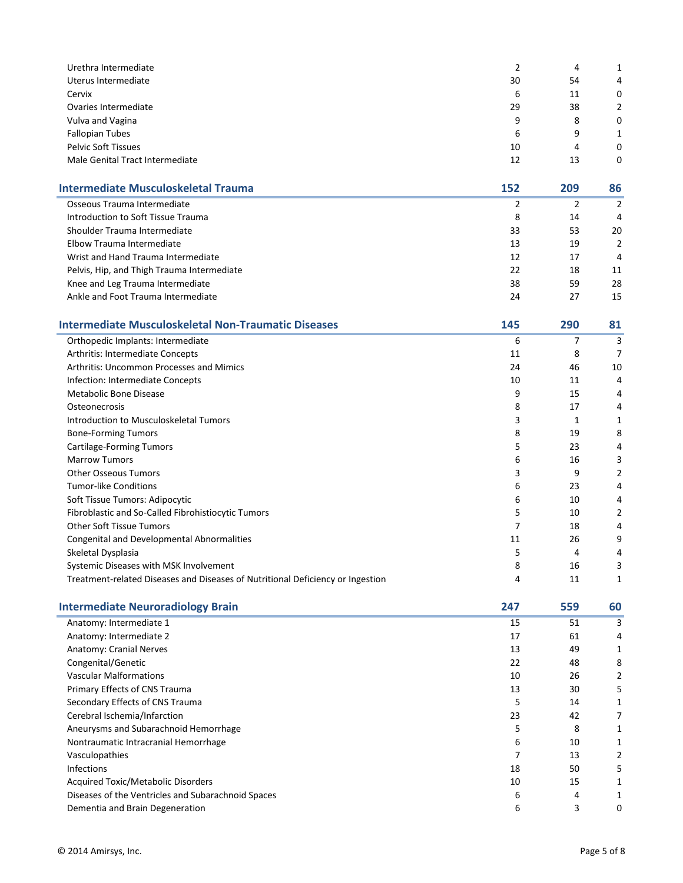| | | | |
|---|---|---|---|
| Urethra Intermediate | 2 | 4 | 1 |
| Uterus Intermediate | 30 | 54 | 4 |
| Cervix | 6 | 11 | 0 |
| Ovaries Intermediate | 29 | 38 | 2 |
| Vulva and Vagina | 9 | 8 | 0 |
| Fallopian Tubes | 6 | 9 | 1 |
| Pelvic Soft Tissues | 10 | 4 | 0 |
| Male Genital Tract Intermediate | 12 | 13 | 0 |

| **Intermediate Musculoskeletal Trauma** | **152** | **209** | **86** |
|---|---|---|---|
| Osseous Trauma Intermediate | 2 | 2 | 2 |
| Introduction to Soft Tissue Trauma | 8 | 14 | 4 |
| Shoulder Trauma Intermediate | 33 | 53 | 20 |
| Elbow Trauma Intermediate | 13 | 19 | 2 |
| Wrist and Hand Trauma Intermediate | 12 | 17 | 4 |
| Pelvis, Hip, and Thigh Trauma Intermediate | 22 | 18 | 11 |
| Knee and Leg Trauma Intermediate | 38 | 59 | 28 |
| Ankle and Foot Trauma Intermediate | 24 | 27 | 15 |

| **Intermediate Musculoskeletal Non-Traumatic Diseases** | **145** | **290** | **81** |
|---|---|---|---|
| Orthopedic Implants: Intermediate | 6 | 7 | 3 |
| Arthritis: Intermediate Concepts | 11 | 8 | 7 |
| Arthritis: Uncommon Processes and Mimics | 24 | 46 | 10 |
| Infection: Intermediate Concepts | 10 | 11 | 4 |
| Metabolic Bone Disease | 9 | 15 | 4 |
| Osteonecrosis | 8 | 17 | 4 |
| Introduction to Musculoskeletal Tumors | 3 | 1 | 1 |
| Bone-Forming Tumors | 8 | 19 | 8 |
| Cartilage-Forming Tumors | 5 | 23 | 4 |
| Marrow Tumors | 6 | 16 | 3 |
| Other Osseous Tumors | 3 | 9 | 2 |
| Tumor-like Conditions | 6 | 23 | 4 |
| Soft Tissue Tumors: Adipocytic | 6 | 10 | 4 |
| Fibroblastic and So-Called Fibrohistiocytic Tumors | 5 | 10 | 2 |
| Other Soft Tissue Tumors | 7 | 18 | 4 |
| Congenital and Developmental Abnormalities | 11 | 26 | 9 |
| Skeletal Dysplasia | 5 | 4 | 4 |
| Systemic Diseases with MSK Involvement | 8 | 16 | 3 |
| Treatment-related Diseases and Diseases of Nutritional Deficiency or Ingestion | 4 | 11 | 1 |

| **Intermediate Neuroradiology Brain** | **247** | **559** | **60** |
|---|---|---|---|
| Anatomy: Intermediate 1 | 15 | 51 | 3 |
| Anatomy: Intermediate 2 | 17 | 61 | 4 |
| Anatomy: Cranial Nerves | 13 | 49 | 1 |
| Congenital/Genetic | 22 | 48 | 8 |
| Vascular Malformations | 10 | 26 | 2 |
| Primary Effects of CNS Trauma | 13 | 30 | 5 |
| Secondary Effects of CNS Trauma | 5 | 14 | 1 |
| Cerebral Ischemia/Infarction | 23 | 42 | 7 |
| Aneurysms and Subarachnoid Hemorrhage | 5 | 8 | 1 |
| Nontraumatic Intracranial Hemorrhage | 6 | 10 | 1 |
| Vasculopathies | 7 | 13 | 2 |
| Infections | 18 | 50 | 5 |
| Acquired Toxic/Metabolic Disorders | 10 | 15 | 1 |
| Diseases of the Ventricles and Subarachnoid Spaces | 6 | 4 | 1 |
| Dementia and Brain Degeneration | 6 | 3 | 0 |

© 2014 Amirsys, Inc.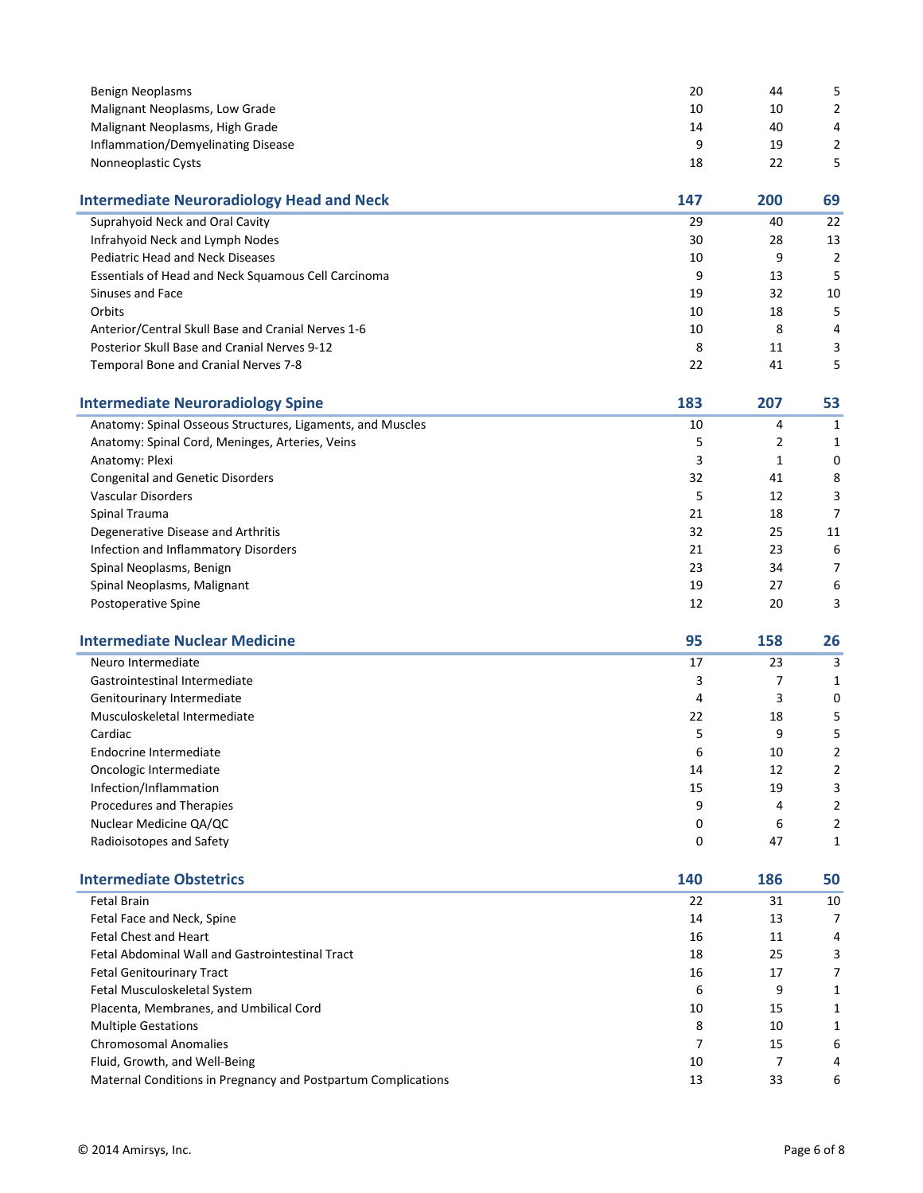| | | | |
|---|---|---|---|
| Benign Neoplasms | 20 | 44 | 5 |
| Malignant Neoplasms, Low Grade | 10 | 10 | 2 |
| Malignant Neoplasms, High Grade | 14 | 40 | 4 |
| Inflammation/Demyelinating Disease | 9 | 19 | 2 |
| Nonneoplastic Cysts | 18 | 22 | 5 |

## Intermediate Neuroradiology Head and Neck

| Intermediate Neuroradiology Head and Neck | 147 | 200 | 69 |
|---|---|---|---|
| Suprahyoid Neck and Oral Cavity | 29 | 40 | 22 |
| Infrahyoid Neck and Lymph Nodes | 30 | 28 | 13 |
| Pediatric Head and Neck Diseases | 10 | 9 | 2 |
| Essentials of Head and Neck Squamous Cell Carcinoma | 9 | 13 | 5 |
| Sinuses and Face | 19 | 32 | 10 |
| Orbits | 10 | 18 | 5 |
| Anterior/Central Skull Base and Cranial Nerves 1-6 | 10 | 8 | 4 |
| Posterior Skull Base and Cranial Nerves 9-12 | 8 | 11 | 3 |
| Temporal Bone and Cranial Nerves 7-8 | 22 | 41 | 5 |

## Intermediate Neuroradiology Spine

| Intermediate Neuroradiology Spine | 183 | 207 | 53 |
|---|---|---|---|
| Anatomy: Spinal Osseous Structures, Ligaments, and Muscles | 10 | 4 | 1 |
| Anatomy: Spinal Cord, Meninges, Arteries, Veins | 5 | 2 | 1 |
| Anatomy: Plexi | 3 | 1 | 0 |
| Congenital and Genetic Disorders | 32 | 41 | 8 |
| Vascular Disorders | 5 | 12 | 3 |
| Spinal Trauma | 21 | 18 | 7 |
| Degenerative Disease and Arthritis | 32 | 25 | 11 |
| Infection and Inflammatory Disorders | 21 | 23 | 6 |
| Spinal Neoplasms, Benign | 23 | 34 | 7 |
| Spinal Neoplasms, Malignant | 19 | 27 | 6 |
| Postoperative Spine | 12 | 20 | 3 |

## Intermediate Nuclear Medicine

| Intermediate Nuclear Medicine | 95 | 158 | 26 |
|---|---|---|---|
| Neuro Intermediate | 17 | 23 | 3 |
| Gastrointestinal Intermediate | 3 | 7 | 1 |
| Genitourinary Intermediate | 4 | 3 | 0 |
| Musculoskeletal Intermediate | 22 | 18 | 5 |
| Cardiac | 5 | 9 | 5 |
| Endocrine Intermediate | 6 | 10 | 2 |
| Oncologic Intermediate | 14 | 12 | 2 |
| Infection/Inflammation | 15 | 19 | 3 |
| Procedures and Therapies | 9 | 4 | 2 |
| Nuclear Medicine QA/QC | 0 | 6 | 2 |
| Radioisotopes and Safety | 0 | 47 | 1 |

## Intermediate Obstetrics

| Intermediate Obstetrics | 140 | 186 | 50 |
|---|---|---|---|
| Fetal Brain | 22 | 31 | 10 |
| Fetal Face and Neck, Spine | 14 | 13 | 7 |
| Fetal Chest and Heart | 16 | 11 | 4 |
| Fetal Abdominal Wall and Gastrointestinal Tract | 18 | 25 | 3 |
| Fetal Genitourinary Tract | 16 | 17 | 7 |
| Fetal Musculoskeletal System | 6 | 9 | 1 |
| Placenta, Membranes, and Umbilical Cord | 10 | 15 | 1 |
| Multiple Gestations | 8 | 10 | 1 |
| Chromosomal Anomalies | 7 | 15 | 6 |
| Fluid, Growth, and Well-Being | 10 | 7 | 4 |
| Maternal Conditions in Pregnancy and Postpartum Complications | 13 | 33 | 6 |

© 2014 Amirsys, Inc.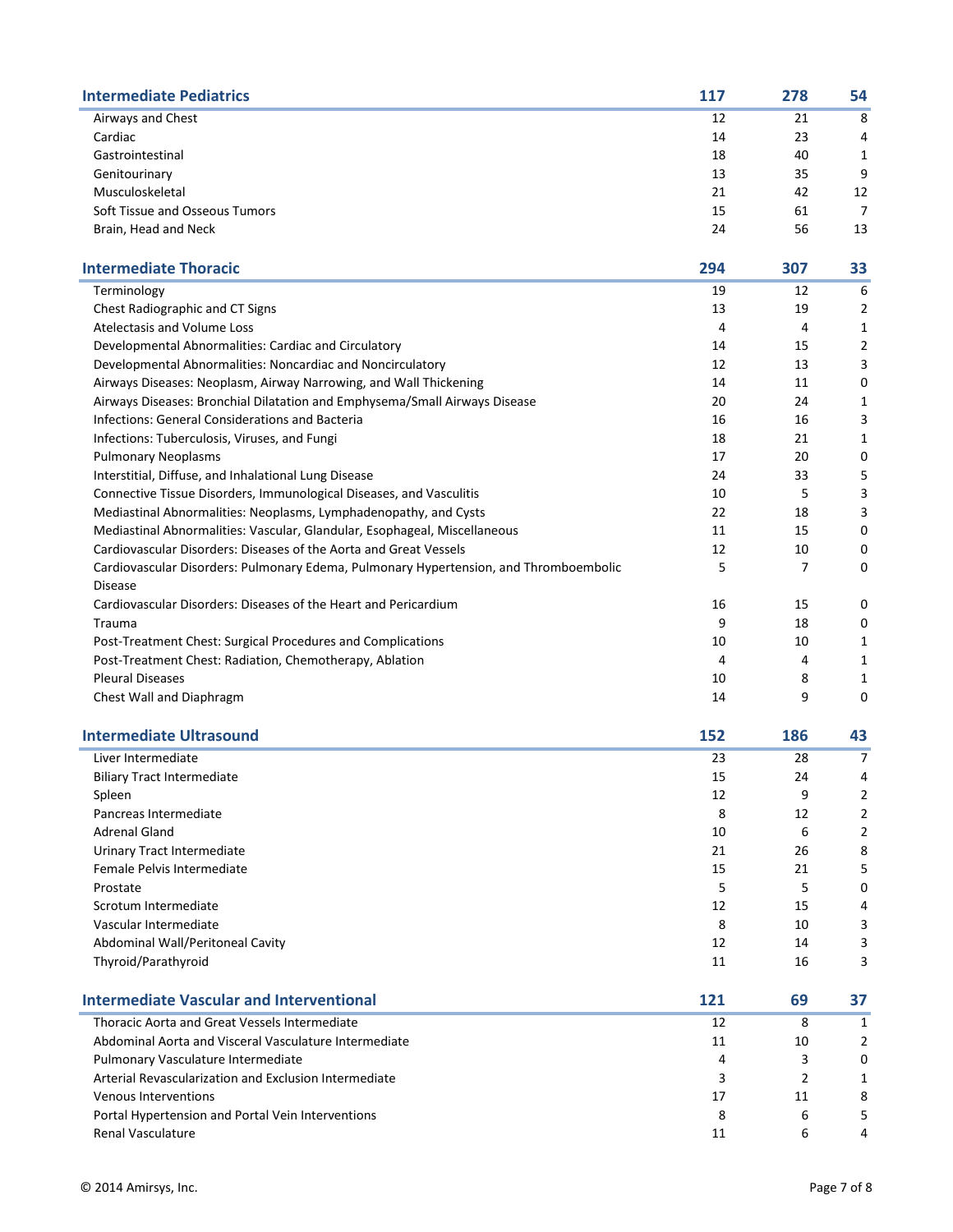| Intermediate Pediatrics | 117 | 278 | 54 |
|---|---|---|---|
| Airways and Chest | 12 | 21 | 8 |
| Cardiac | 14 | 23 | 4 |
| Gastrointestinal | 18 | 40 | 1 |
| Genitourinary | 13 | 35 | 9 |
| Musculoskeletal | 21 | 42 | 12 |
| Soft Tissue and Osseous Tumors | 15 | 61 | 7 |
| Brain, Head and Neck | 24 | 56 | 13 |

| Intermediate Thoracic | 294 | 307 | 33 |
|---|---|---|---|
| Terminology | 19 | 12 | 6 |
| Chest Radiographic and CT Signs | 13 | 19 | 2 |
| Atelectasis and Volume Loss | 4 | 4 | 1 |
| Developmental Abnormalities: Cardiac and Circulatory | 14 | 15 | 2 |
| Developmental Abnormalities: Noncardiac and Noncirculatory | 12 | 13 | 3 |
| Airways Diseases: Neoplasm, Airway Narrowing, and Wall Thickening | 14 | 11 | 0 |
| Airways Diseases: Bronchial Dilatation and Emphysema/Small Airways Disease | 20 | 24 | 1 |
| Infections: General Considerations and Bacteria | 16 | 16 | 3 |
| Infections: Tuberculosis, Viruses, and Fungi | 18 | 21 | 1 |
| Pulmonary Neoplasms | 17 | 20 | 0 |
| Interstitial, Diffuse, and Inhalational Lung Disease | 24 | 33 | 5 |
| Connective Tissue Disorders, Immunological Diseases, and Vasculitis | 10 | 5 | 3 |
| Mediastinal Abnormalities: Neoplasms, Lymphadenopathy, and Cysts | 22 | 18 | 3 |
| Mediastinal Abnormalities: Vascular, Glandular, Esophageal, Miscellaneous | 11 | 15 | 0 |
| Cardiovascular Disorders: Diseases of the Aorta and Great Vessels | 12 | 10 | 0 |
| Cardiovascular Disorders: Pulmonary Edema, Pulmonary Hypertension, and Thromboembolic Disease | 5 | 7 | 0 |
| Cardiovascular Disorders: Diseases of the Heart and Pericardium | 16 | 15 | 0 |
| Trauma | 9 | 18 | 0 |
| Post-Treatment Chest: Surgical Procedures and Complications | 10 | 10 | 1 |
| Post-Treatment Chest: Radiation, Chemotherapy, Ablation | 4 | 4 | 1 |
| Pleural Diseases | 10 | 8 | 1 |
| Chest Wall and Diaphragm | 14 | 9 | 0 |

| Intermediate Ultrasound | 152 | 186 | 43 |
|---|---|---|---|
| Liver Intermediate | 23 | 28 | 7 |
| Biliary Tract Intermediate | 15 | 24 | 4 |
| Spleen | 12 | 9 | 2 |
| Pancreas Intermediate | 8 | 12 | 2 |
| Adrenal Gland | 10 | 6 | 2 |
| Urinary Tract Intermediate | 21 | 26 | 8 |
| Female Pelvis Intermediate | 15 | 21 | 5 |
| Prostate | 5 | 5 | 0 |
| Scrotum Intermediate | 12 | 15 | 4 |
| Vascular Intermediate | 8 | 10 | 3 |
| Abdominal Wall/Peritoneal Cavity | 12 | 14 | 3 |
| Thyroid/Parathyroid | 11 | 16 | 3 |

| Intermediate Vascular and Interventional | 121 | 69 | 37 |
|---|---|---|---|
| Thoracic Aorta and Great Vessels Intermediate | 12 | 8 | 1 |
| Abdominal Aorta and Visceral Vasculature Intermediate | 11 | 10 | 2 |
| Pulmonary Vasculature Intermediate | 4 | 3 | 0 |
| Arterial Revascularization and Exclusion Intermediate | 3 | 2 | 1 |
| Venous Interventions | 17 | 11 | 8 |
| Portal Hypertension and Portal Vein Interventions | 8 | 6 | 5 |
| Renal Vasculature | 11 | 6 | 4 |

© 2014 Amirsys, Inc.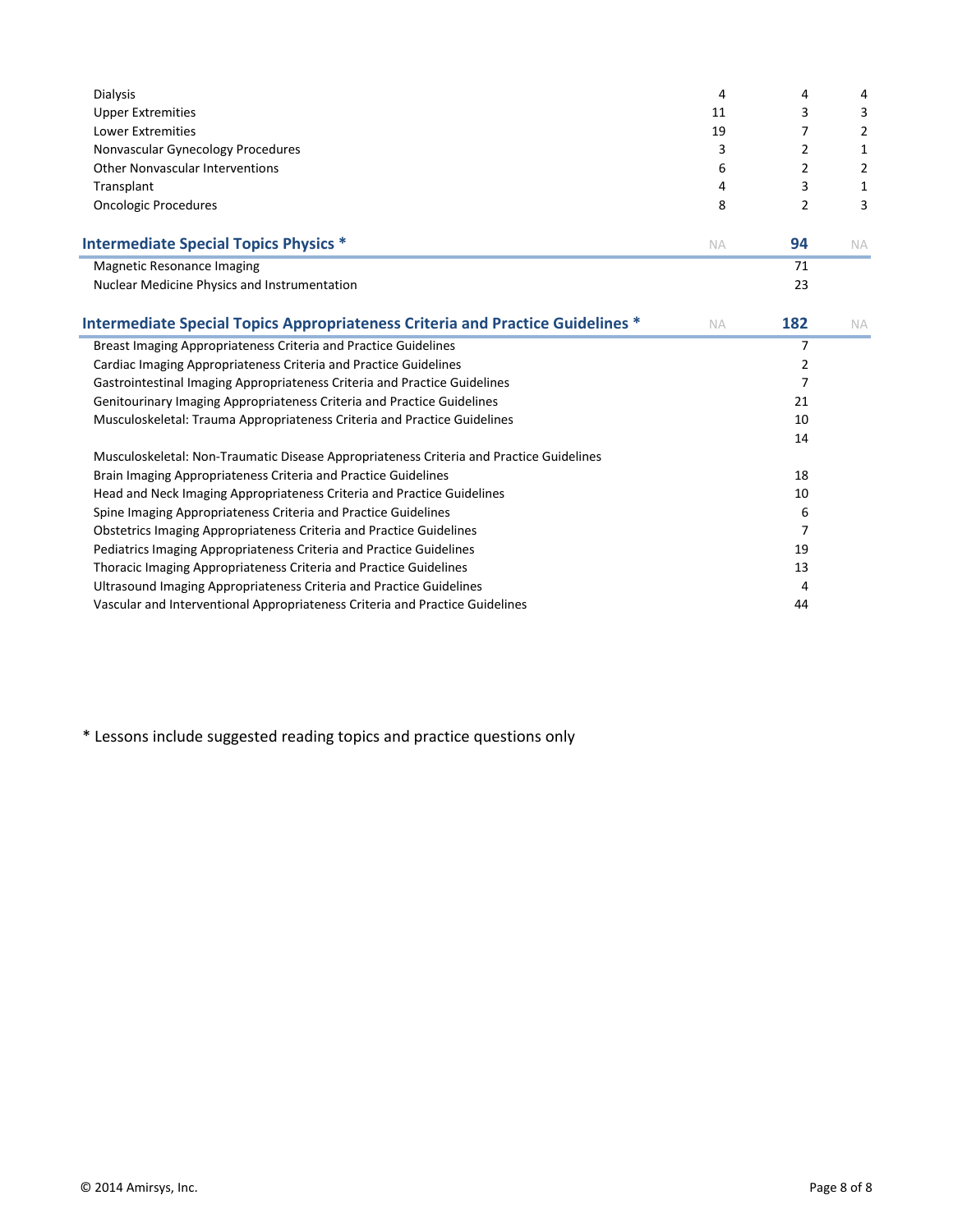| | | | |
|---|---|---|---|
| Dialysis | 4 | 4 | 4 |
| Upper Extremities | 11 | 3 | 3 |
| Lower Extremities | 19 | 7 | 2 |
| Nonvascular Gynecology Procedures | 3 | 2 | 1 |
| Other Nonvascular Interventions | 6 | 2 | 2 |
| Transplant | 4 | 3 | 1 |
| Oncologic Procedures | 8 | 2 | 3 |

| **Intermediate Special Topics Physics *** | NA | **94** | NA |
|---|---|---|---|
| Magnetic Resonance Imaging | | 71 | |
| Nuclear Medicine Physics and Instrumentation | | 23 | |

| **Intermediate Special Topics Appropriateness Criteria and Practice Guidelines *** | NA | **182** | NA |
|---|---|---|---|
| Breast Imaging Appropriateness Criteria and Practice Guidelines | | 7 | |
| Cardiac Imaging Appropriateness Criteria and Practice Guidelines | | 2 | |
| Gastrointestinal Imaging Appropriateness Criteria and Practice Guidelines | | 7 | |
| Genitourinary Imaging Appropriateness Criteria and Practice Guidelines | | 21 | |
| Musculoskeletal: Trauma Appropriateness Criteria and Practice Guidelines | | 10 | |
| Musculoskeletal: Non-Traumatic Disease Appropriateness Criteria and Practice Guidelines | | 14 | |
| Brain Imaging Appropriateness Criteria and Practice Guidelines | | 18 | |
| Head and Neck Imaging Appropriateness Criteria and Practice Guidelines | | 10 | |
| Spine Imaging Appropriateness Criteria and Practice Guidelines | | 6 | |
| Obstetrics Imaging Appropriateness Criteria and Practice Guidelines | | 7 | |
| Pediatrics Imaging Appropriateness Criteria and Practice Guidelines | | 19 | |
| Thoracic Imaging Appropriateness Criteria and Practice Guidelines | | 13 | |
| Ultrasound Imaging Appropriateness Criteria and Practice Guidelines | | 4 | |
| Vascular and Interventional Appropriateness Criteria and Practice Guidelines | | 44 | |

* Lessons include suggested reading topics and practice questions only

© 2014 Amirsys, Inc.